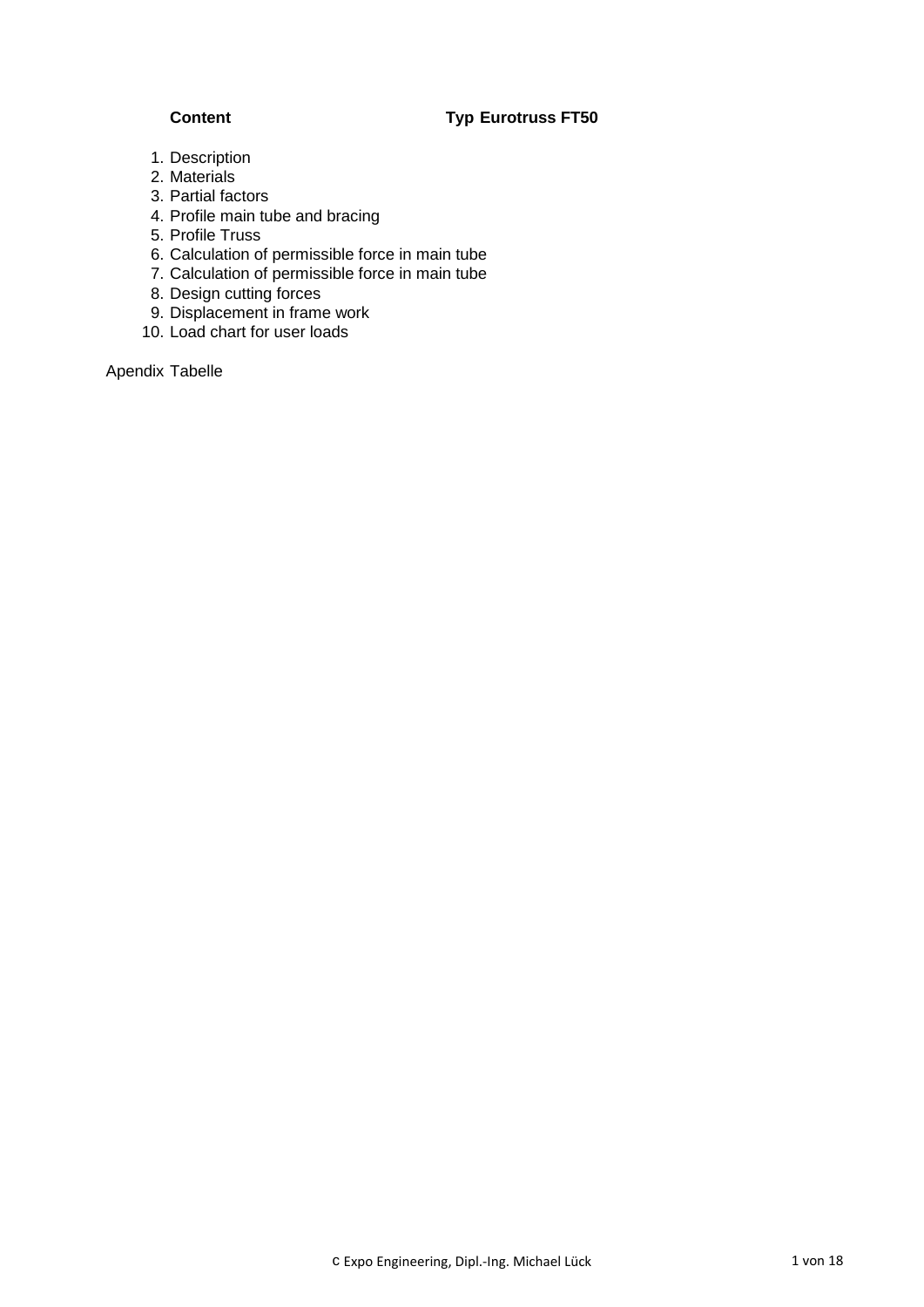**Content** **Typ Eurotruss FT50**

1. Description
2. Materials
3. Partial factors
4. Profile main tube and bracing
5. Profile Truss
6. Calculation of permissible force in main tube
7. Calculation of permissible force in main tube
8. Design cutting forces
9. Displacement in frame work
10. Load chart for user loads

Apendix Tabelle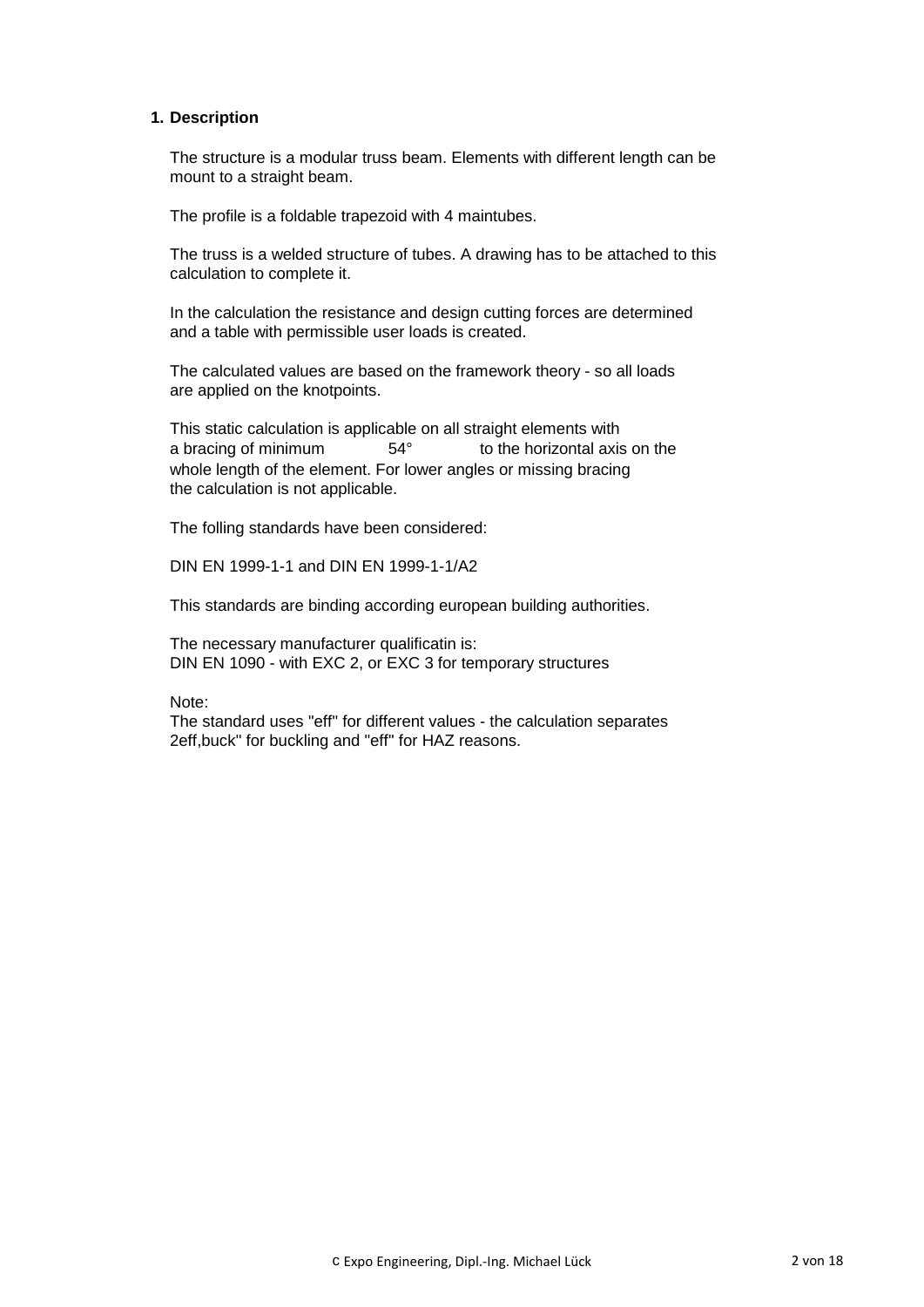## 1. Description

The structure is a modular truss beam. Elements with different length can be mount to a straight beam.

The profile is a foldable trapezoid with 4 maintubes.

The truss is a welded structure of tubes. A drawing has to be attached to this calculation to complete it.

In the calculation the resistance and design cutting forces are determined and a table with permissible user loads is created.

The calculated values are based on the framework theory - so all loads are applied on the knotpoints.

This static calculation is applicable on all straight elements with a bracing of minimum 54° to the horizontal axis on the whole length of the element. For lower angles or missing bracing the calculation is not applicable.

The folling standards have been considered:

DIN EN 1999-1-1 and DIN EN 1999-1-1/A2

This standards are binding according european building authorities.

The necessary manufacturer qualificatin is:
DIN EN 1090 - with EXC 2, or EXC 3 for temporary structures

Note:
The standard uses "eff" for different values - the calculation separates 2eff,buck" for buckling and "eff" for HAZ reasons.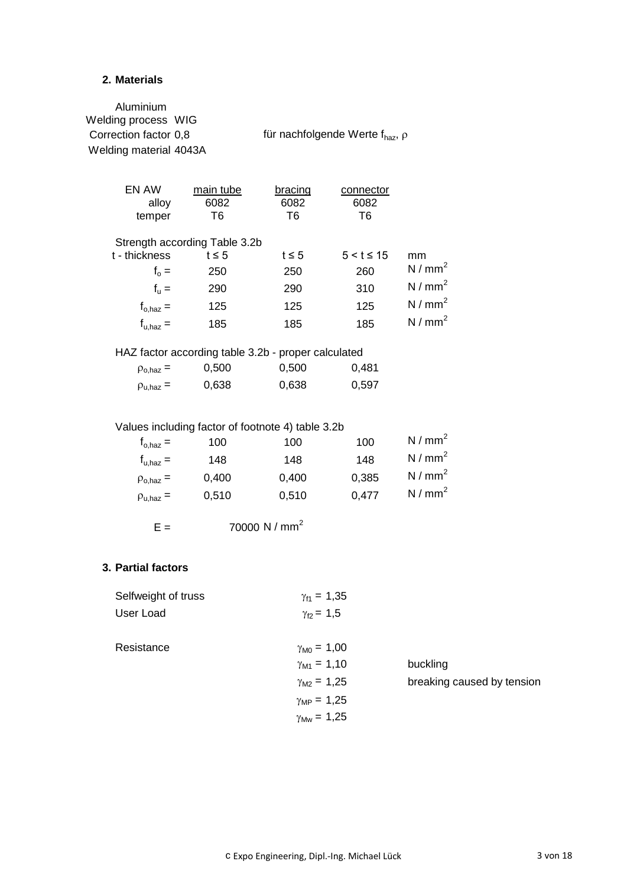## 2. Materials

Aluminium
Welding process WIG
Correction factor 0,8 für nachfolgende Werte $f_{haz}$, $\rho$
Welding material 4043A

| EN AW | main tube | bracing | connector | |
|---|---|---|---|---|
| alloy | 6082 | 6082 | 6082 | |
| temper | T6 | T6 | T6 | |
| **Strength according Table 3.2b** | | | | |
| t - thickness | t ≤ 5 | t ≤ 5 | 5 < t ≤ 15 | mm |
| $f_o$ = | 250 | 250 | 260 | N / mm² |
| $f_u$ = | 290 | 290 | 310 | N / mm² |
| $f_{o,haz}$ = | 125 | 125 | 125 | N / mm² |
| $f_{u,haz}$ = | 185 | 185 | 185 | N / mm² |
| **HAZ factor according table 3.2b - proper calculated** | | | | |
| $\rho_{o,haz}$ = | 0,500 | 0,500 | 0,481 | |
| $\rho_{u,haz}$ = | 0,638 | 0,638 | 0,597 | |
| **Values including factor of footnote 4) table 3.2b** | | | | |
| $f_{o,haz}$ = | 100 | 100 | 100 | N / mm² |
| $f_{u,haz}$ = | 148 | 148 | 148 | N / mm² |
| $\rho_{o,haz}$ = | 0,400 | 0,400 | 0,385 | N / mm² |
| $\rho_{u,haz}$ = | 0,510 | 0,510 | 0,477 | N / mm² |

$E = 70000 \text{ N / mm}^2$

## 3. Partial factors

| | | |
|---|---|---|
| Selfweight of truss | $\gamma_{f1} = 1,35$ | |
| User Load | $\gamma_{f2} = 1,5$ | |
| Resistance | $\gamma_{M0} = 1,00$ | |
| | $\gamma_{M1} = 1,10$ | buckling |
| | $\gamma_{M2} = 1,25$ | breaking caused by tension |
| | $\gamma_{MP} = 1,25$ | |
| | $\gamma_{Mw} = 1,25$ | |

c Expo Engineering, Dipl.-Ing. Michael Lück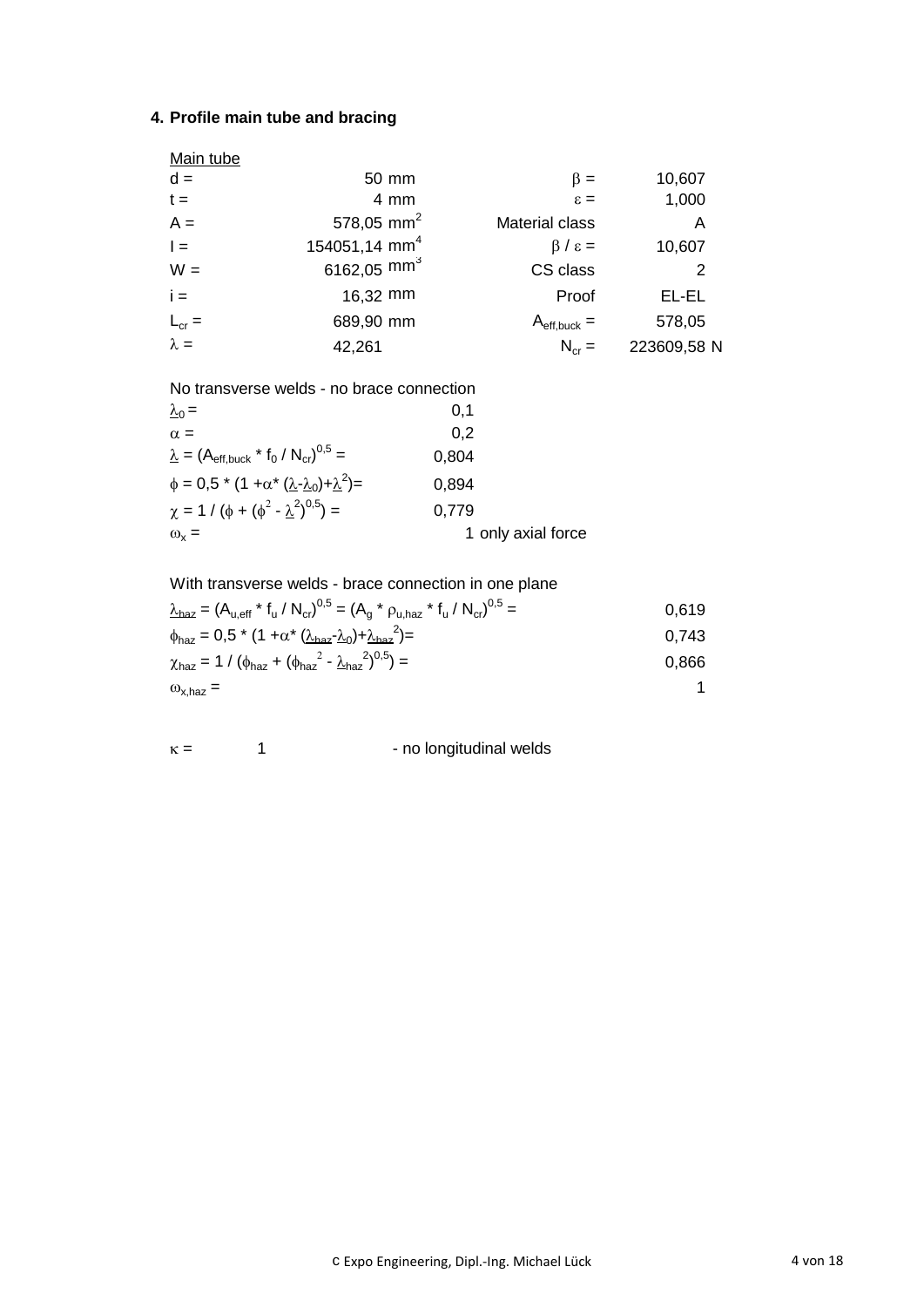## 4. Profile main tube and bracing

Main tube

| | | | | |
|---|---|---|---|---|
| $d$ = | 50 mm | | $\beta$ = | 10,607 |
| $t$ = | 4 mm | | $\varepsilon$ = | 1,000 |
| $A$ = | 578,05 $mm^2$ | | Material class | A |
| $I$ = | 154051,14 $mm^4$ | | $\beta / \varepsilon$ = | 10,607 |
| $W$ = | 6162,05 $mm^3$ | | CS class | 2 |
| $i$ = | 16,32 mm | | Proof | EL-EL |
| $L_{cr}$ = | 689,90 mm | | $A_{eff,buck}$ = | 578,05 |
| $\lambda$ = | 42,261 | | $N_{cr}$ = | 223609,58 N |

No transverse welds - no brace connection

| | |
|---|---|
| $\underline{\lambda}_0$ = | 0,1 |
| $\alpha$ = | 0,2 |
| $\underline{\lambda} = (A_{eff,buck} * f_0 / N_{cr})^{0,5}$ = | 0,804 |
| $\phi = 0,5 * (1 + \alpha * (\underline{\lambda} - \underline{\lambda}_0) + \underline{\lambda}^2)$ = | 0,894 |
| $\chi = 1 / (\phi + (\phi^2 - \underline{\lambda}^2)^{0,5})$ = | 0,779 |
| $\omega_x$ = | 1 only axial force |

With transverse welds - brace connection in one plane

| | |
|---|---|
| $\underline{\lambda}_{haz} = (A_{u,eff} * f_u / N_{cr})^{0,5} = (A_g * \rho_{u,haz} * f_u / N_{cr})^{0,5}$ = | 0,619 |
| $\phi_{haz} = 0,5 * (1 + \alpha * (\underline{\lambda}_{haz} - \underline{\lambda}_0) + \underline{\lambda}_{haz}^2)$ = | 0,743 |
| $\chi_{haz} = 1 / (\phi_{haz} + (\phi_{haz}^2 - \underline{\lambda}_{haz}^2)^{0,5})$ = | 0,866 |
| $\omega_{x,haz}$ = | 1 |

$\kappa$ = 1 - no longitudinal welds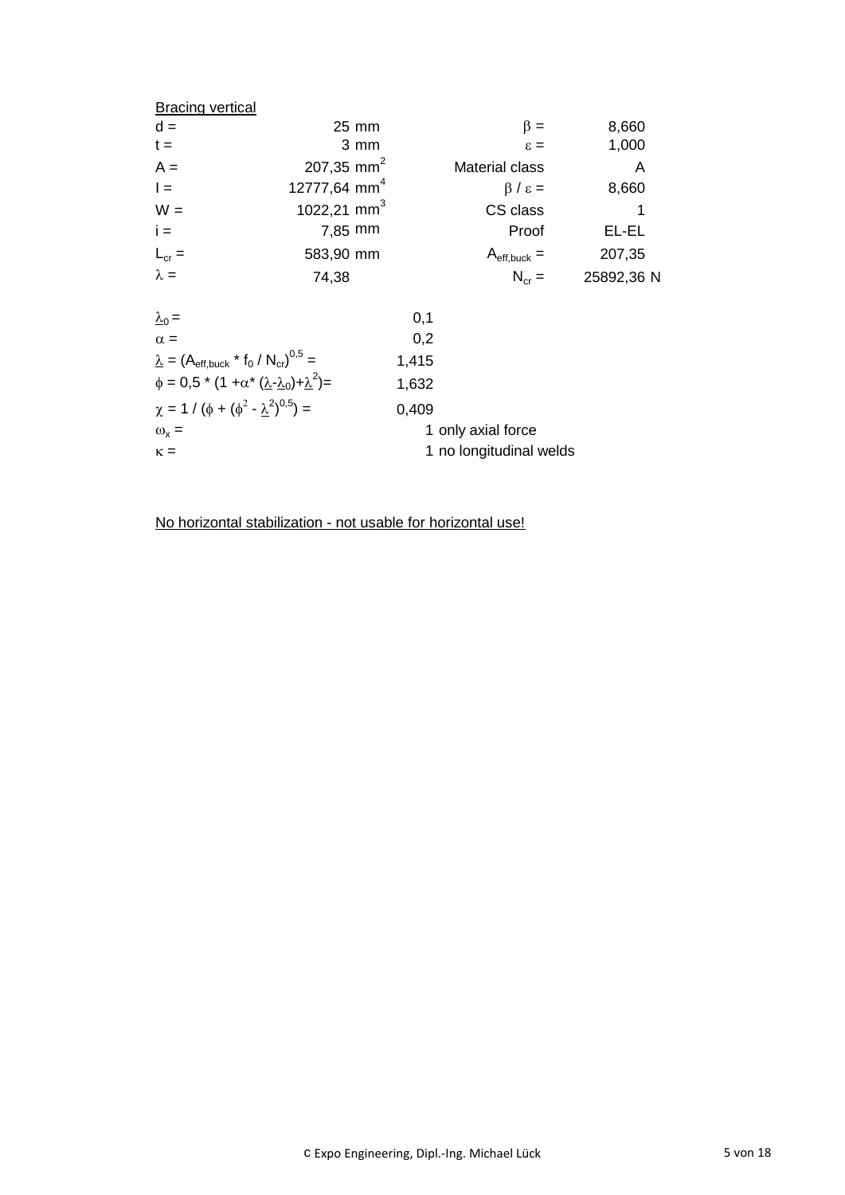<u>Bracing vertical</u>

| | | | | |
|---|---|---|---|---|
| $d =$ | 25 mm | | $\beta =$ | 8,660 |
| $t =$ | 3 mm | | $\varepsilon =$ | 1,000 |
| $A =$ | 207,35 $mm^2$ | | Material class | A |
| $I =$ | 12777,64 $mm^4$ | | $\beta / \varepsilon =$ | 8,660 |
| $W =$ | 1022,21 $mm^3$ | | CS class | 1 |
| $i =$ | 7,85 mm | | Proof | EL-EL |
| $L_{cr} =$ | 583,90 mm | | $A_{eff,buck} =$ | 207,35 |
| $\lambda =$ | 74,38 | | $N_{cr} =$ | 25892,36 N |

| | | |
|---|---|---|
| $\underline{\lambda}_0 =$ | 0,1 | |
| $\alpha =$ | 0,2 | |
| $\underline{\lambda} = (A_{eff,buck} * f_0 / N_{cr})^{0,5} =$ | 1,415 | |
| $\phi = 0,5 * (1 + \alpha * (\underline{\lambda} - \underline{\lambda}_0) + \underline{\lambda}^2) =$ | 1,632 | |
| $\chi = 1 / (\phi + (\phi^2 - \underline{\lambda}^2)^{0,5}) =$ | 0,409 | |
| $\omega_x =$ | 1 | only axial force |
| $\kappa =$ | 1 | no longitudinal welds |

<u>No horizontal stabilization - not usable for horizontal use!</u>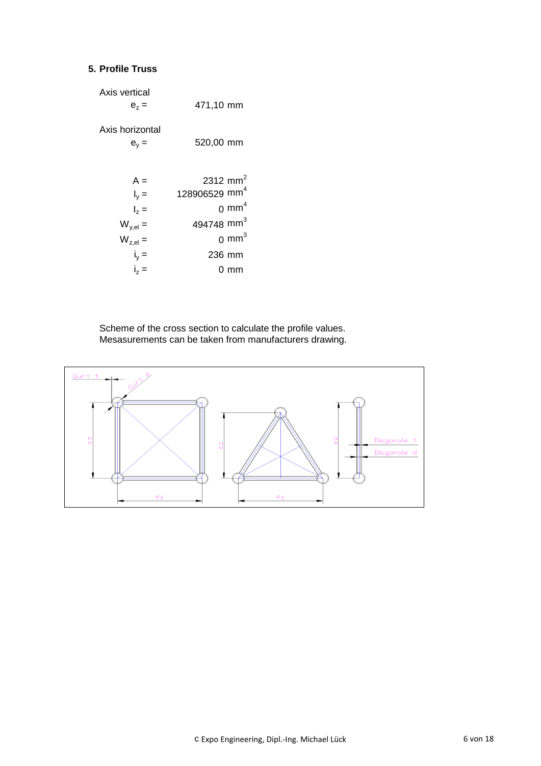## 5. Profile Truss

Axis vertical

$e_z =$ 471,10 mm

Axis horizontal

$e_y =$ 520,00 mm

| | |
|---|---|
| $A =$ | 2312 $mm^2$ |
| $I_y =$ | 128906529 $mm^4$ |
| $I_z =$ | 0 $mm^4$ |
| $W_{y,el} =$ | 494748 $mm^3$ |
| $W_{z,el} =$ | 0 $mm^3$ |
| $i_y =$ | 236 mm |
| $i_z =$ | 0 mm |

Scheme of the cross section to calculate the profile values.
Mesasurements can be taken from manufacturers drawing.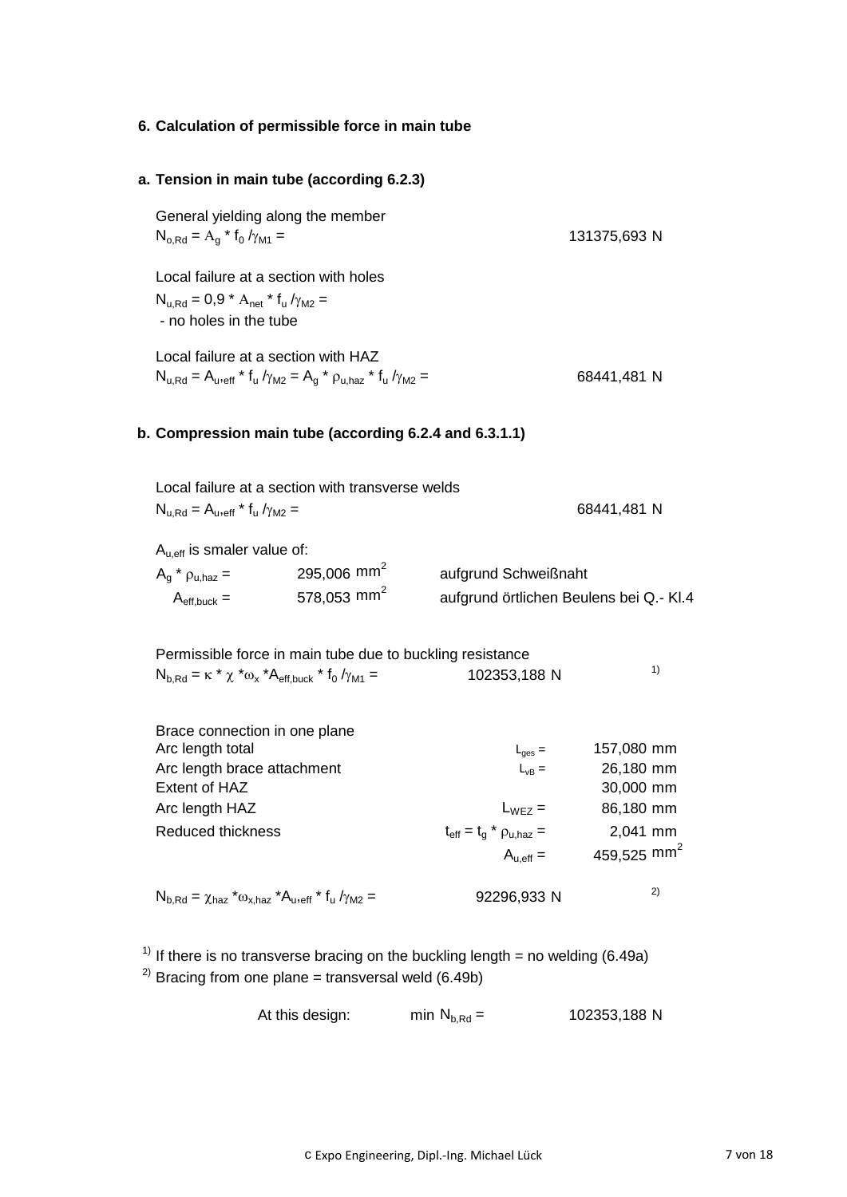## 6. Calculation of permissible force in main tube

### a. Tension in main tube (according 6.2.3)

General yielding along the member

$N_{o,Rd} = A_g * f_0 / \gamma_{M1} =$ 131375,693 N

Local failure at a section with holes

$N_{u,Rd} = 0{,}9 * A_{net} * f_u / \gamma_{M2} =$

- no holes in the tube

Local failure at a section with HAZ

$N_{u,Rd} = A_{u,eff} * f_u / \gamma_{M2} = A_g * \rho_{u,haz} * f_u / \gamma_{M2} =$ 68441,481 N

### b. Compression main tube (according 6.2.4 and 6.3.1.1)

Local failure at a section with transverse welds

$N_{u,Rd} = A_{u,eff} * f_u / \gamma_{M2} =$ 68441,481 N

$A_{u,eff}$ is smaler value of:

| | | |
|---|---|---|
| $A_g * \rho_{u,haz} =$ | 295,006 $mm^2$ | aufgrund Schweißnaht |
| $A_{eff,buck} =$ | 578,053 $mm^2$ | aufgrund örtlichen Beulens bei Q.- Kl.4 |

Permissible force in main tube due to buckling resistance

$N_{b,Rd} = \kappa * \chi * \omega_x * A_{eff,buck} * f_0 / \gamma_{M1} =$ 102353,188 N [1)]

Brace connection in one plane

| | | |
|---|---|---|
| Arc length total | $L_{ges} =$ | 157,080 mm |
| Arc length brace attachment | $L_{vB} =$ | 26,180 mm |
| Extent of HAZ | | 30,000 mm |
| Arc length HAZ | $L_{WEZ} =$ | 86,180 mm |
| Reduced thickness | $t_{eff} = t_g * \rho_{u,haz} =$ | 2,041 mm |
| | $A_{u,eff} =$ | 459,525 $mm^2$ |

$N_{b,Rd} = \chi_{haz} * \omega_{x,haz} * A_{u,eff} * f_u / \gamma_{M2} =$ 92296,933 N [2)]

[1)] If there is no transverse bracing on the buckling length = no welding (6.49a)

[2)] Bracing from one plane = transversal weld (6.49b)

At this design: min $N_{b,Rd} =$ 102353,188 N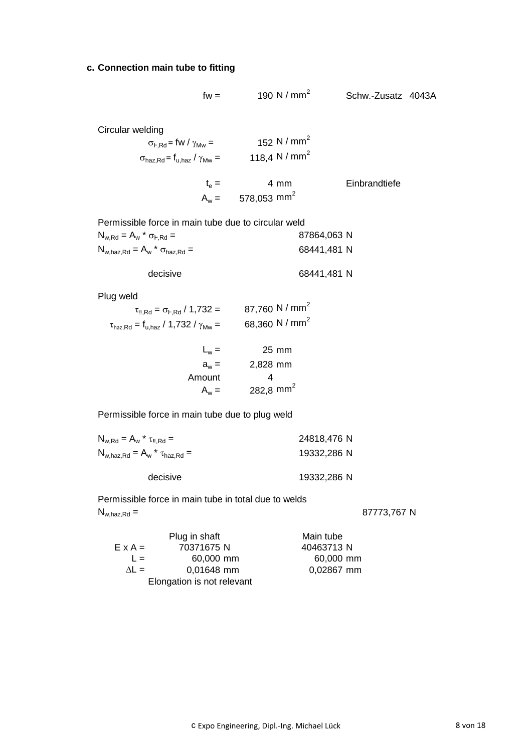### c. Connection main tube to fitting

$fw =$ 190 $N / mm^2$ &nbsp;&nbsp;&nbsp; Schw.-Zusatz 4043A

**Circular welding**

| | | |
|---|---|---|
| $\sigma_{\vdash,Rd} = fw / \gamma_{Mw} =$ | 152 | $N / mm^2$ |
| $\sigma_{haz,Rd} = f_{u,haz} / \gamma_{Mw} =$ | 118,4 | $N / mm^2$ |
| $t_e =$ | 4 | mm &nbsp;&nbsp; Einbrandtiefe |
| $A_w =$ | 578,053 | $mm^2$ |

Permissible force in main tube due to circular weld

| | | |
|---|---|---|
| $N_{w,Rd} = A_w * \sigma_{\vdash,Rd} =$ | 87864,063 | N |
| $N_{w,haz,Rd} = A_w * \sigma_{haz,Rd} =$ | 68441,481 | N |
| decisive | 68441,481 | N |

**Plug weld**

| | | |
|---|---|---|
| $\tau_{\parallel,Rd} = \sigma_{\vdash,Rd} / 1{,}732 =$ | 87,760 | $N / mm^2$ |
| $\tau_{haz,Rd} = f_{u,haz} / 1{,}732 / \gamma_{Mw} =$ | 68,360 | $N / mm^2$ |
| $L_w =$ | 25 | mm |
| $a_w =$ | 2,828 | mm |
| Amount | 4 | |
| $A_w =$ | 282,8 | $mm^2$ |

Permissible force in main tube due to plug weld

| | | |
|---|---|---|
| $N_{w,Rd} = A_w * \tau_{\parallel,Rd} =$ | 24818,476 | N |
| $N_{w,haz,Rd} = A_w * \tau_{haz,Rd} =$ | 19332,286 | N |
| decisive | 19332,286 | N |

Permissible force in main tube in total due to welds

$N_{w,haz,Rd} =$ 87773,767 N

| | Plug in shaft | Main tube |
|---|---|---|
| $E \times A =$ | 70371675 N | 40463713 N |
| $L =$ | 60,000 mm | 60,000 mm |
| $\Delta L =$ | 0,01648 mm | 0,02867 mm |

Elongation is not relevant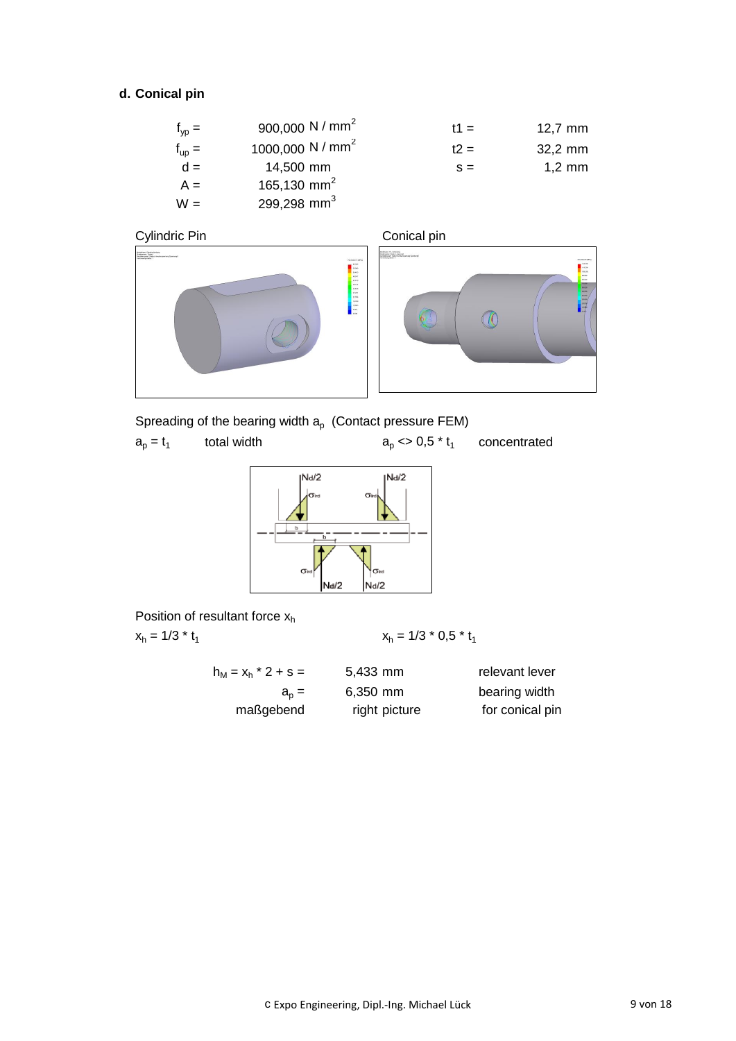### d. Conical pin

| | | | |
|---|---|---|---|
| $f_{yp}$ = | 900,000 $N / mm^2$ | t1 = | 12,7 mm |
| $f_{up}$ = | 1000,000 $N / mm^2$ | t2 = | 32,2 mm |
| d = | 14,500 mm | s = | 1,2 mm |
| A = | 165,130 $mm^2$ | | |
| W = | 299,298 $mm^3$ | | |

Cylindric Pin

Conical pin

Spreading of the bearing width $a_p$ (Contact pressure FEM)

$a_p = t_1$ total width

$a_p <> 0,5 * t_1$ concentrated

Position of resultant force $x_h$

$x_h = 1/3 * t_1$

$x_h = 1/3 * 0,5 * t_1$

| | | |
|---|---|---|
| $h_M = x_h * 2 + s$ = | 5,433 mm | relevant lever |
| $a_p$ = | 6,350 mm | bearing width |
| maßgebend | right picture | for conical pin |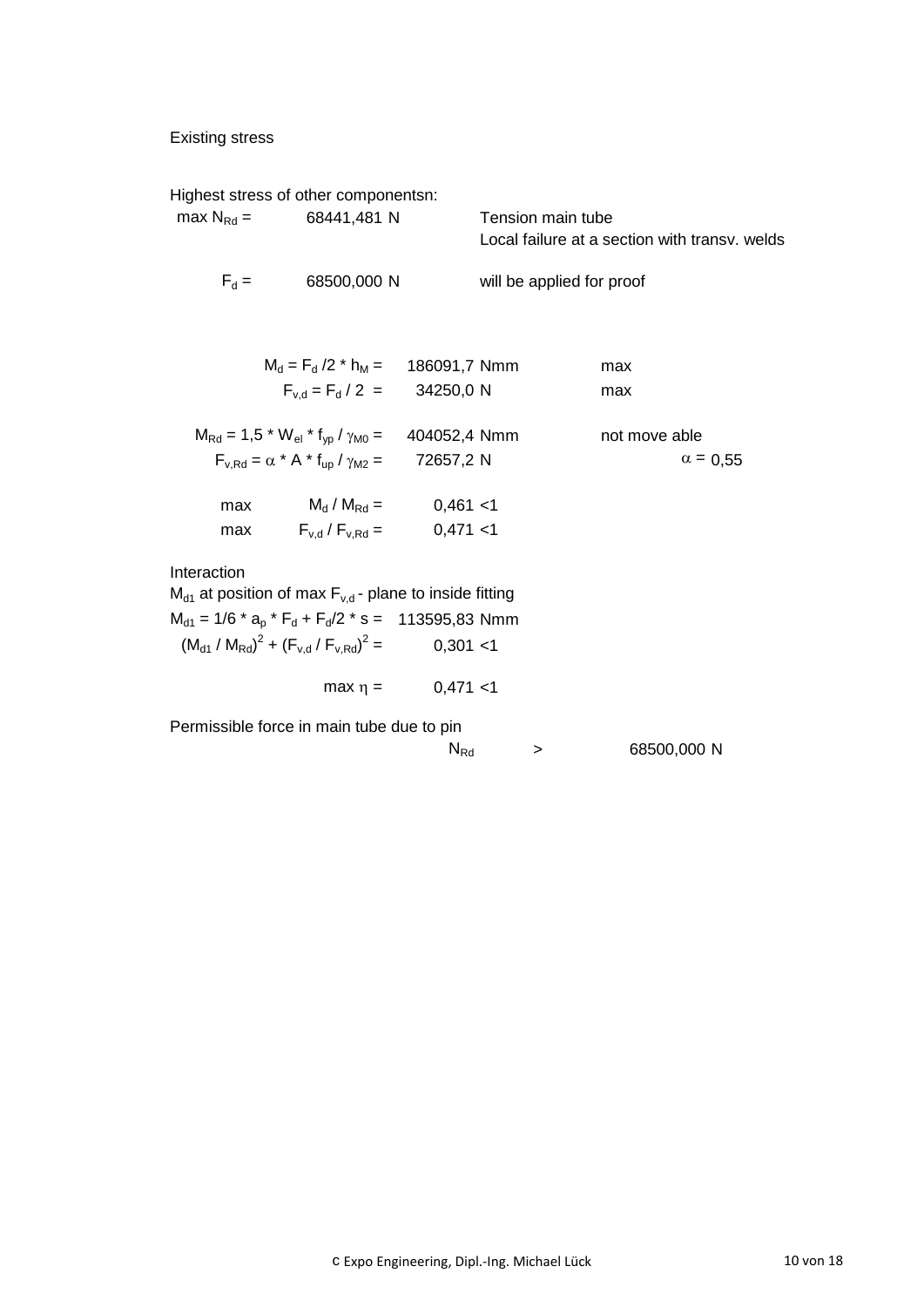Existing stress

Highest stress of other componentsn:

| | | |
|---|---|---|
| $\max N_{Rd}$ = | 68441,481 N | Tension main tube<br>Local failure at a section with transv. welds |
| $F_d$ = | 68500,000 N | will be applied for proof |

| | | |
|---|---|---|
| $M_d = F_d / 2 * h_M$ = | 186091,7 Nmm | max |
| $F_{v,d} = F_d / 2$ = | 34250,0 N | max |
| $M_{Rd} = 1{,}5 * W_{el} * f_{yp} / \gamma_{M0}$ = | 404052,4 Nmm | not move able |
| $F_{v,Rd} = \alpha * A * f_{up} / \gamma_{M2}$ = | 72657,2 N | $\alpha$ = 0,55 |
| max $M_d / M_{Rd}$ = | 0,461 <1 | |
| max $F_{v,d} / F_{v,Rd}$ = | 0,471 <1 | |

Interaction

$M_{d1}$ at position of max $F_{v,d}$ - plane to inside fitting

$M_{d1} = 1/6 * a_p * F_d + F_d/2 * s$ = 113595,83 Nmm

$(M_{d1} / M_{Rd})^2 + (F_{v,d} / F_{v,Rd})^2$ = 0,301 <1

$\max \eta$ = 0,471 <1

Permissible force in main tube due to pin

$N_{Rd}$ > 68500,000 N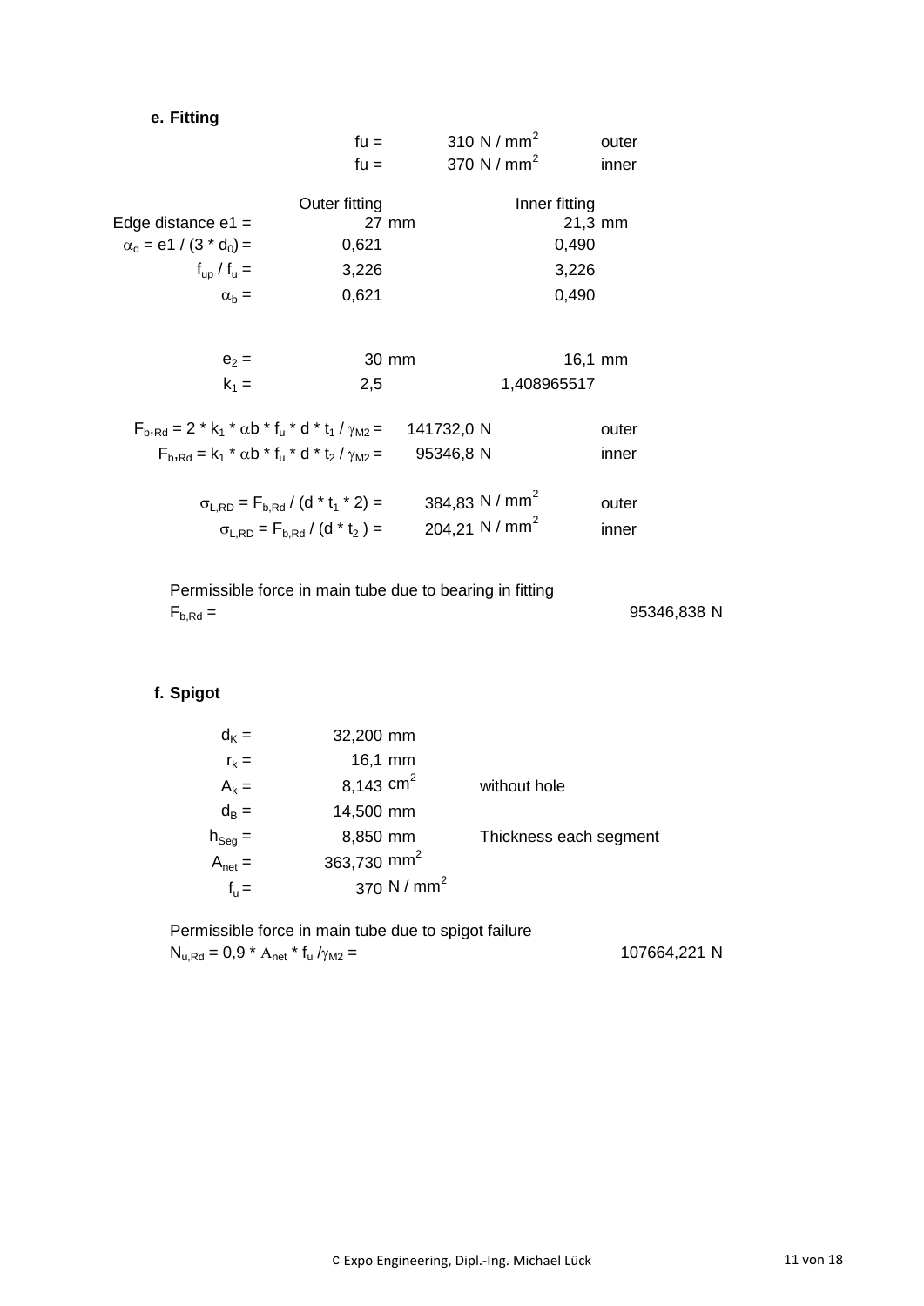### e. Fitting

| | | | |
|---|---|---|---|
| $f_u$ = | 310 | N / mm$^2$ | outer |
| $f_u$ = | 370 | N / mm$^2$ | inner |

| | Outer fitting | | Inner fitting | |
|---|---|---|---|---|
| Edge distance e1 = | 27 | mm | 21,3 | mm |
| $\alpha_d = e1 / (3 * d_0)$ = | 0,621 | | 0,490 | |
| $f_{up} / f_u$ = | 3,226 | | 3,226 | |
| $\alpha_b$ = | 0,621 | | 0,490 | |
| $e_2$ = | 30 | mm | 16,1 | mm |
| $k_1$ = | 2,5 | | 1,408965517 | |

| | | | |
|---|---|---|---|
| $F_{b,Rd} = 2 * k_1 * \alpha b * f_u * d * t_1 / \gamma_{M2}$ = | 141732,0 | N | outer |
| $F_{b,Rd} = k_1 * \alpha b * f_u * d * t_2 / \gamma_{M2}$ = | 95346,8 | N | inner |
| $\sigma_{L,RD} = F_{b,Rd} / (d * t_1 * 2)$ = | 384,83 | N / mm$^2$ | outer |
| $\sigma_{L,RD} = F_{b,Rd} / (d * t_2)$ = | 204,21 | N / mm$^2$ | inner |

Permissible force in main tube due to bearing in fitting

$F_{b,Rd}$ = 95346,838 N

### f. Spigot

| | | | |
|---|---|---|---|
| $d_K$ = | 32,200 | mm | |
| $r_k$ = | 16,1 | mm | |
| $A_k$ = | 8,143 | cm$^2$ | without hole |
| $d_B$ = | 14,500 | mm | |
| $h_{Seg}$ = | 8,850 | mm | Thickness each segment |
| $A_{net}$ = | 363,730 | mm$^2$ | |
| $f_u$ = | 370 | N / mm$^2$ | |

Permissible force in main tube due to spigot failure

$N_{u,Rd} = 0,9 * A_{net} * f_u / \gamma_{M2}$ = 107664,221 N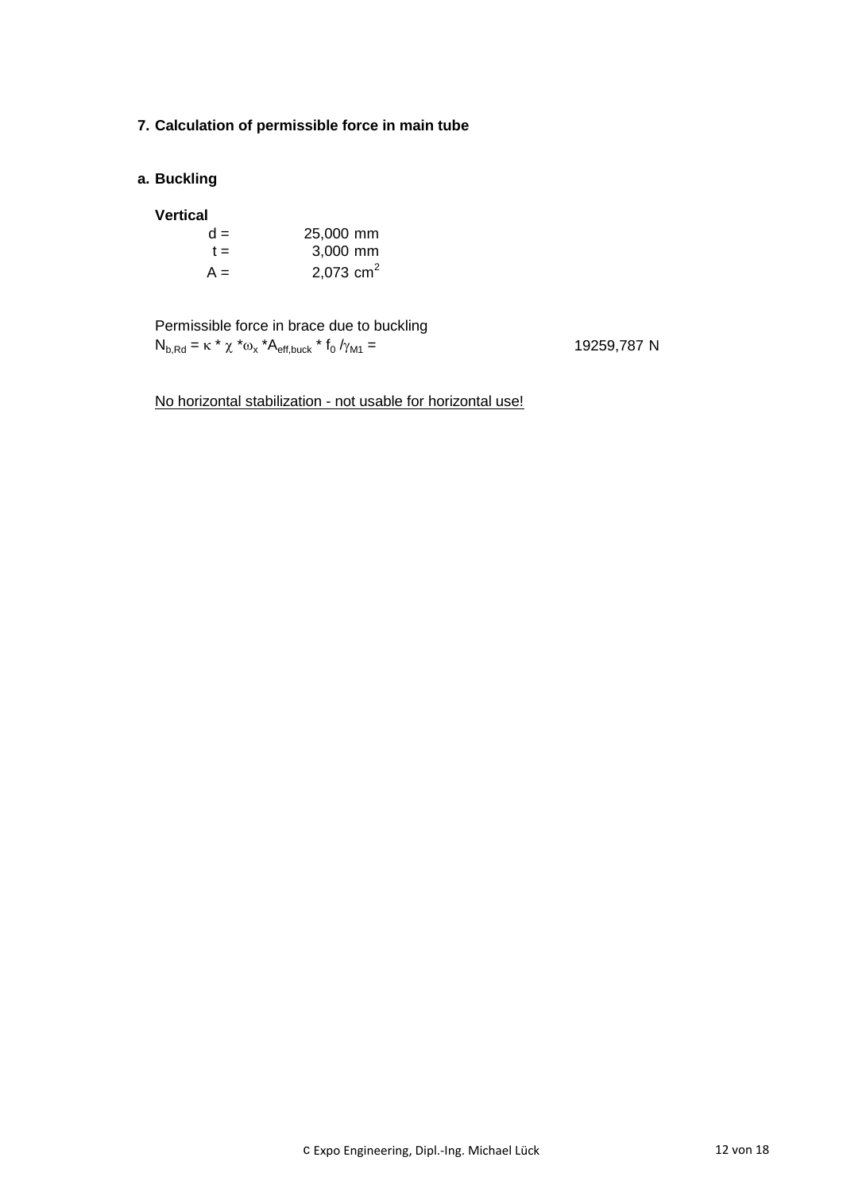## 7. Calculation of permissible force in main tube

### a. Buckling

**Vertical**

| | | |
|---|---|---|
| d = | 25,000 | mm |
| t = | 3,000 | mm |
| A = | 2,073 | $cm^2$ |

Permissible force in brace due to buckling

$N_{b,Rd} = \kappa * \chi * \omega_x * A_{eff,buck} * f_0 / \gamma_{M1} =$ 19259,787 N

<u>No horizontal stabilization - not usable for horizontal use!</u>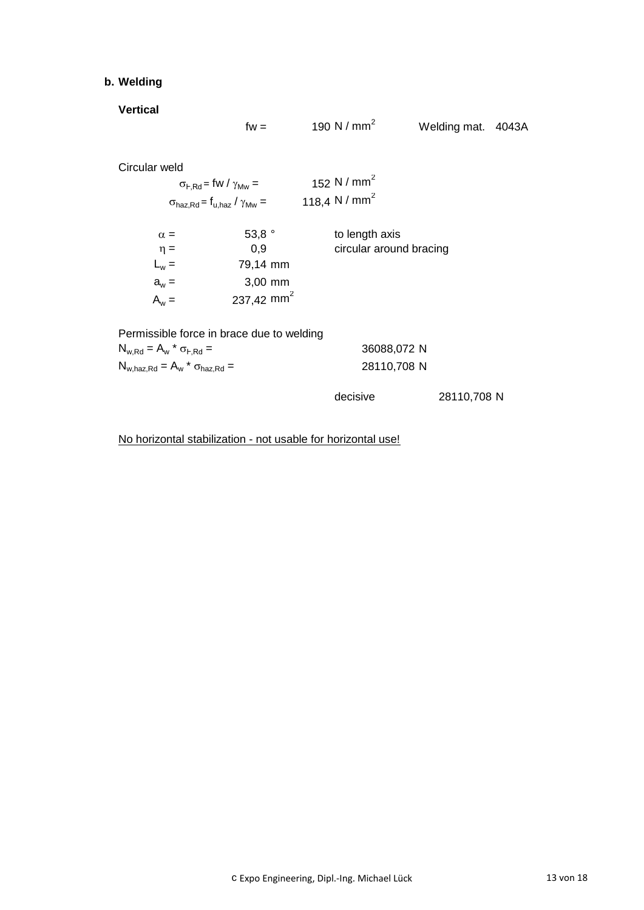**b. Welding**

**Vertical**

$fw =$ 190 $N / mm^2$ Welding mat. 4043A

Circular weld

$\sigma_{\vdash,Rd} = fw / \gamma_{Mw} =$ 152 $N / mm^2$

$\sigma_{haz,Rd} = f_{u,haz} / \gamma_{Mw} =$ 118,4 $N / mm^2$

| | | |
|---|---|---|
| $\alpha =$ | 53,8 ° | to length axis |
| $\eta =$ | 0,9 | circular around bracing |
| $L_w =$ | 79,14 mm | |
| $a_w =$ | 3,00 mm | |
| $A_w =$ | 237,42 $mm^2$ | |

Permissible force in brace due to welding

$N_{w,Rd} = A_w * \sigma_{\vdash,Rd} =$ 36088,072 N

$N_{w,haz,Rd} = A_w * \sigma_{haz,Rd} =$ 28110,708 N

decisive 28110,708 N

<u>No horizontal stabilization - not usable for horizontal use!</u>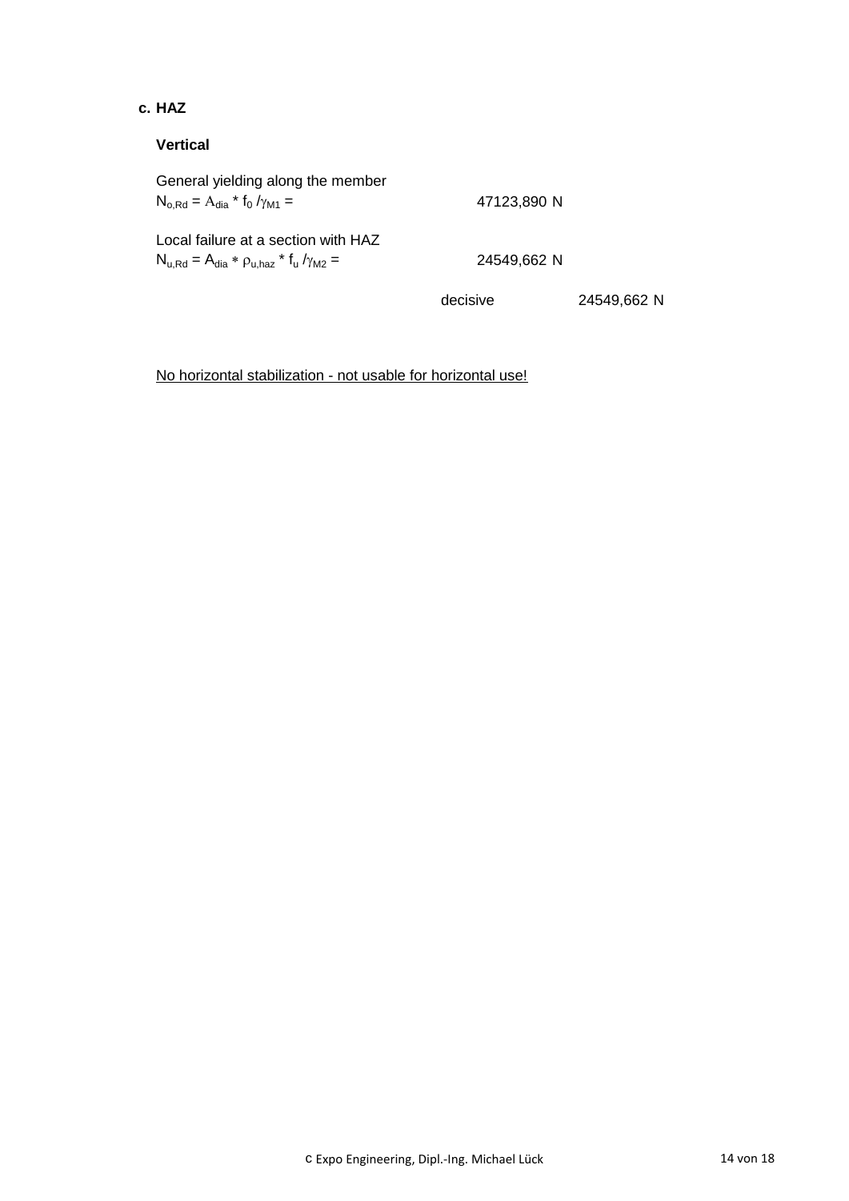### c. HAZ

**Vertical**

General yielding along the member

$N_{o,Rd} = A_{dia} * f_0 / \gamma_{M1} =$ 47123,890 N

Local failure at a section with HAZ

$N_{u,Rd} = A_{dia} * \rho_{u,haz} * f_u / \gamma_{M2} =$ 24549,662 N

decisive 24549,662 N

<u>No horizontal stabilization - not usable for horizontal use!</u>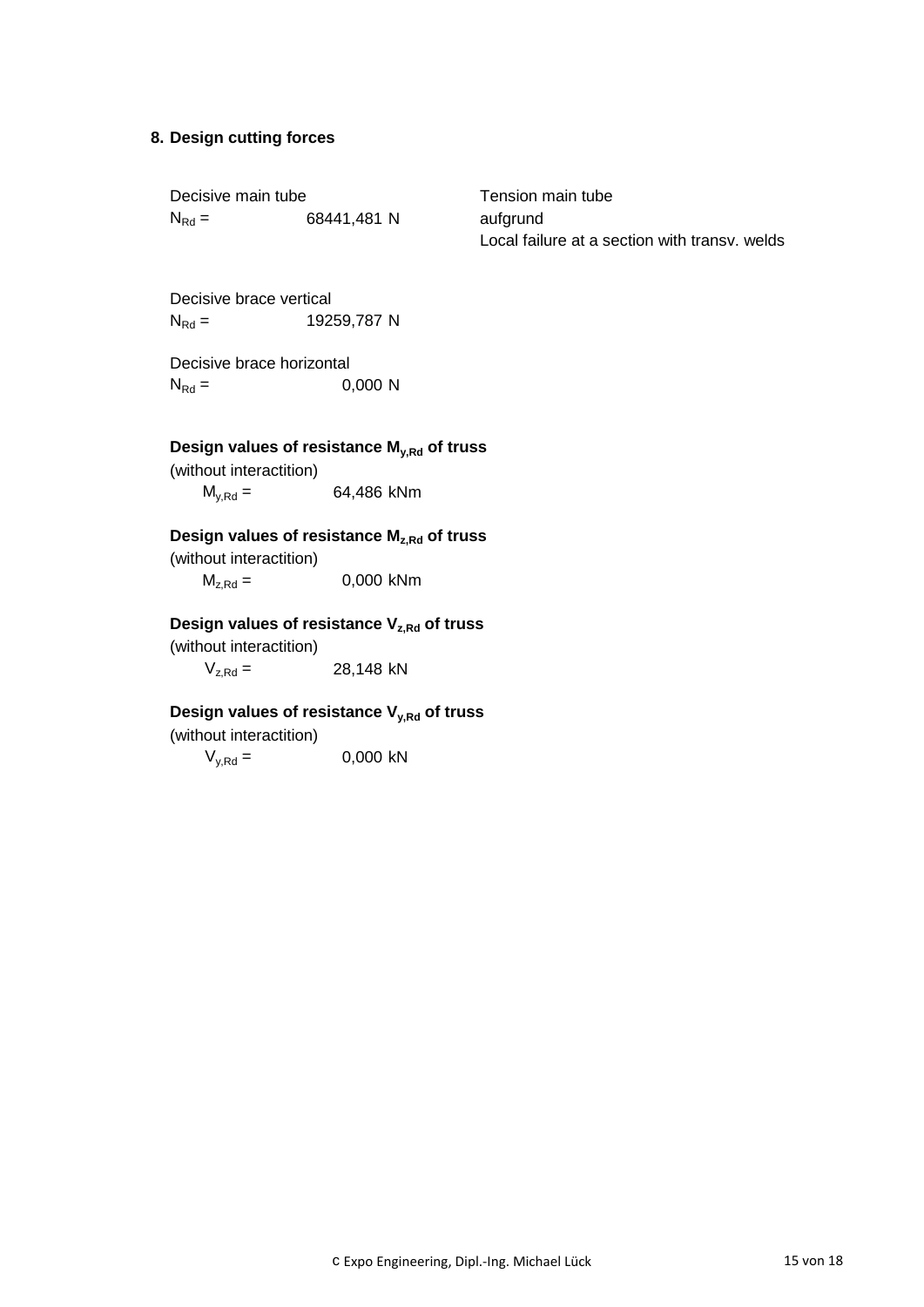## 8. Design cutting forces

Decisive main tube

$N_{Rd}$ = 68441,481 N

Tension main tube
aufgrund
Local failure at a section with transv. welds

Decisive brace vertical

$N_{Rd}$ = 19259,787 N

Decisive brace horizontal

$N_{Rd}$ = 0,000 N

**Design values of resistance $M_{y,Rd}$ of truss**

(without interactition)

$M_{y,Rd}$ = 64,486 kNm

**Design values of resistance $M_{z,Rd}$ of truss**

(without interactition)

$M_{z,Rd}$ = 0,000 kNm

**Design values of resistance $V_{z,Rd}$ of truss**

(without interactition)

$V_{z,Rd}$ = 28,148 kN

**Design values of resistance $V_{y,Rd}$ of truss**

(without interactition)

$V_{y,Rd}$ = 0,000 kN

c Expo Engineering, Dipl.-Ing. Michael Lück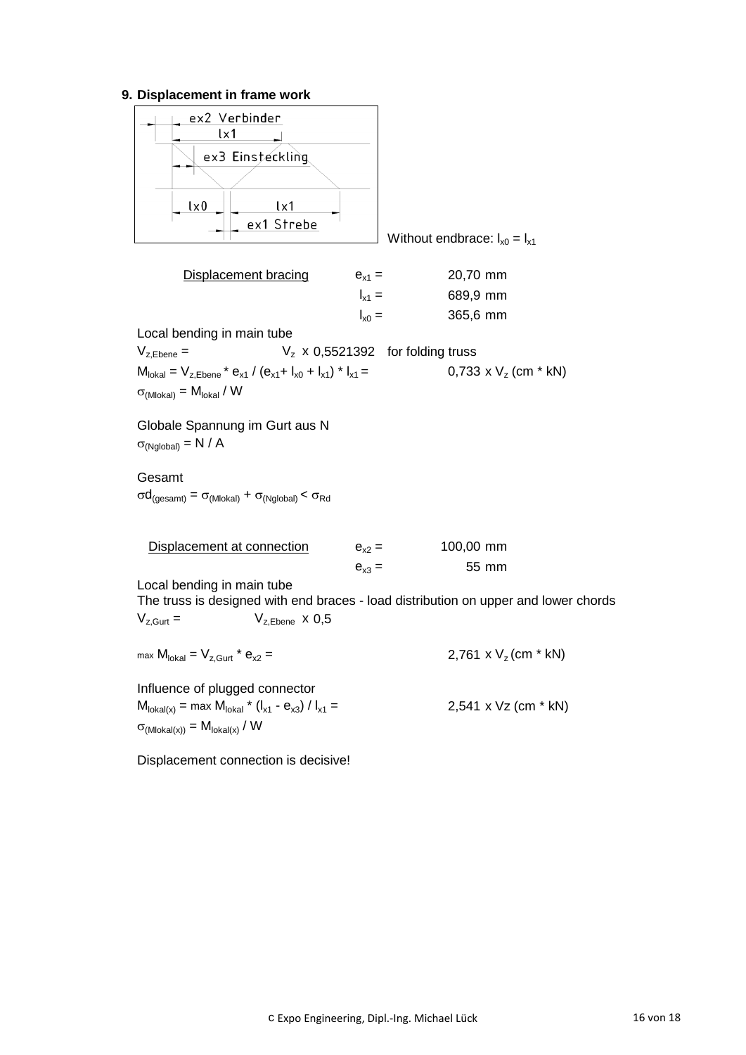### 9. Displacement in frame work

ex2 Verbinder

lx1

ex3 Einsteckling

lx0 lx1

ex1 Strebe

Without endbrace: $l_{x0} = l_{x1}$

| Displacement bracing | $e_{x1}$ = | 20,70 mm |
|---|---|---|
| | $l_{x1}$ = | 689,9 mm |
| | $l_{x0}$ = | 365,6 mm |

Local bending in main tube

$V_{z,Ebene}$ = $V_z$ x 0,5521392 for folding truss

$M_{lokal} = V_{z,Ebene} * e_{x1} / (e_{x1} + l_{x0} + l_{x1}) * l_{x1}$ = 0,733 x $V_z$ (cm * kN)

$\sigma_{(Mlokal)} = M_{lokal} / W$

Globale Spannung im Gurt aus N

$\sigma_{(Nglobal)} = N / A$

Gesamt

$\sigma d_{(gesamt)} = \sigma_{(Mlokal)} + \sigma_{(Nglobal)} < \sigma_{Rd}$

| Displacement at connection | $e_{x2}$ = | 100,00 mm |
|---|---|---|
| | $e_{x3}$ = | 55 mm |

Local bending in main tube

The truss is designed with end braces - load distribution on upper and lower chords

$V_{z,Gurt}$ = $V_{z,Ebene}$ x 0,5

$_{max} M_{lokal} = V_{z,Gurt} * e_{x2}$ = 2,761 x $V_z$ (cm * kN)

Influence of plugged connector

$M_{lokal(x)} = {}_{max} M_{lokal} * (l_{x1} - e_{x3}) / l_{x1}$ = 2,541 x Vz (cm * kN)

$\sigma_{(Mlokal(x))} = M_{lokal(x)} / W$

Displacement connection is decisive!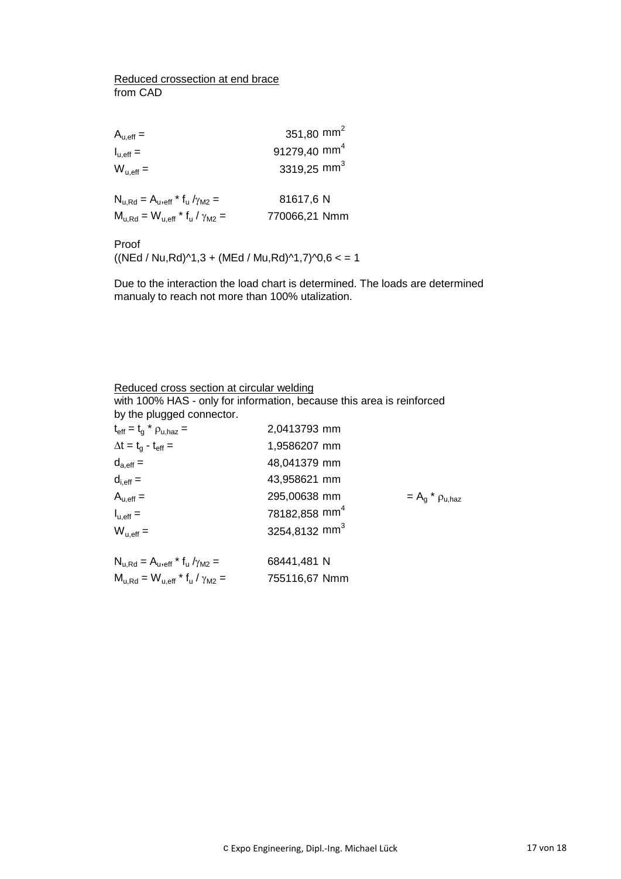Reduced crossection at end brace
from CAD

| | |
|---|---|
| $A_{u,eff}$ = | 351,80 $mm^2$ |
| $I_{u,eff}$ = | 91279,40 $mm^4$ |
| $W_{u,eff}$ = | 3319,25 $mm^3$ |
| | |
| $N_{u,Rd} = A_{u,eff} * f_u / \gamma_{M2}$ = | 81617,6 N |
| $M_{u,Rd} = W_{u,eff} * f_u / \gamma_{M2}$ = | 770066,21 Nmm |

Proof
((NEd / Nu,Rd)^1,3 + (MEd / Mu,Rd)^1,7)^0,6 < = 1

Due to the interaction the load chart is determined. The loads are determined manualy to reach not more than 100% utalization.

Reduced cross section at circular welding
with 100% HAS - only for information, because this area is reinforced by the plugged connector.

| | | |
|---|---|---|
| $t_{eff} = t_g * \rho_{u,haz}$ = | 2,0413793 mm | |
| $\Delta t = t_g - t_{eff}$ = | 1,9586207 mm | |
| $d_{a,eff}$ = | 48,041379 mm | |
| $d_{i,eff}$ = | 43,958621 mm | |
| $A_{u,eff}$ = | 295,00638 mm | $= A_g * \rho_{u,haz}$ |
| $I_{u,eff}$ = | 78182,858 $mm^4$ | |
| $W_{u,eff}$ = | 3254,8132 $mm^3$ | |
| | | |
| $N_{u,Rd} = A_{u,eff} * f_u / \gamma_{M2}$ = | 68441,481 N | |
| $M_{u,Rd} = W_{u,eff} * f_u / \gamma_{M2}$ = | 755116,67 Nmm | |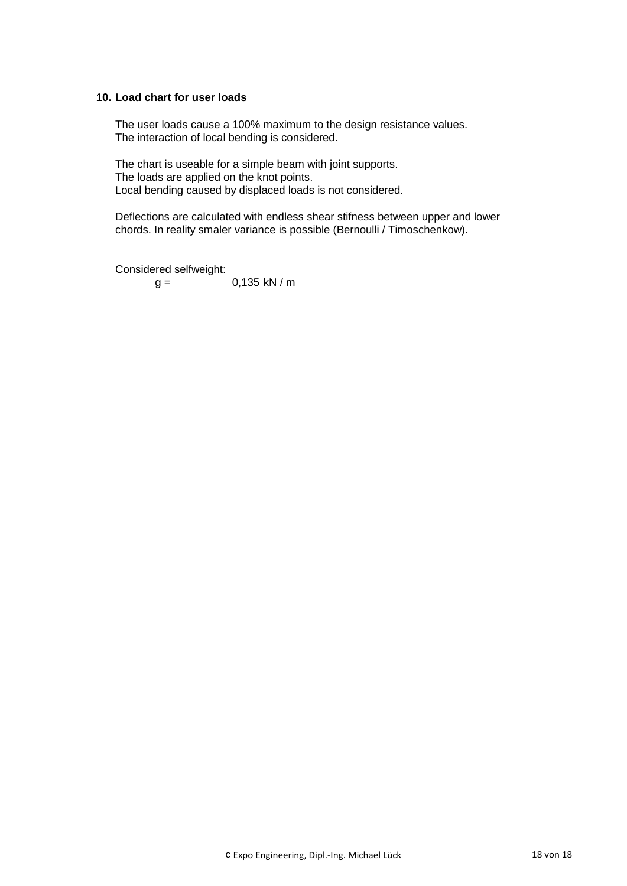## 10. Load chart for user loads

The user loads cause a 100% maximum to the design resistance values.
The interaction of local bending is considered.

The chart is useable for a simple beam with joint supports.
The loads are applied on the knot points.
Local bending caused by displaced loads is not considered.

Deflections are calculated with endless shear stifness between upper and lower chords. In reality smaler variance is possible (Bernoulli / Timoschenkow).

Considered selfweight:

$g =$ 0,135 kN / m